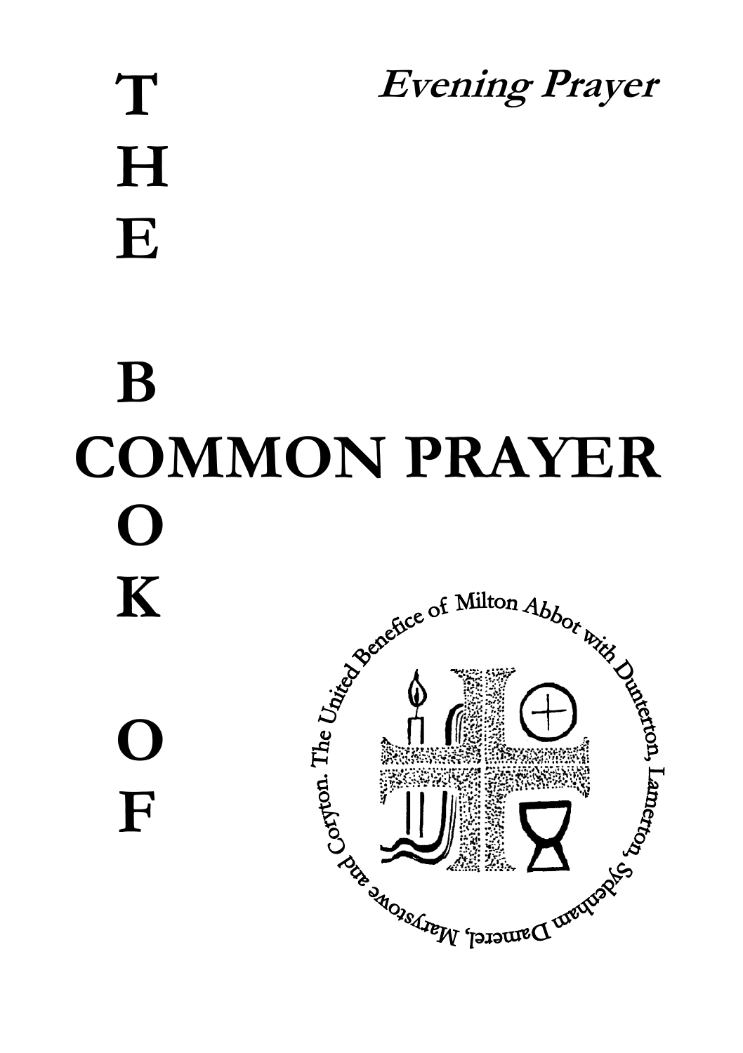*Evening Prayer*

# THE BOOK OF COMMON PRAYER

The United Benefice of Milton Abbot with Dunterton, Lamerton, Sydenham Damerel, Marystowe and Coryton.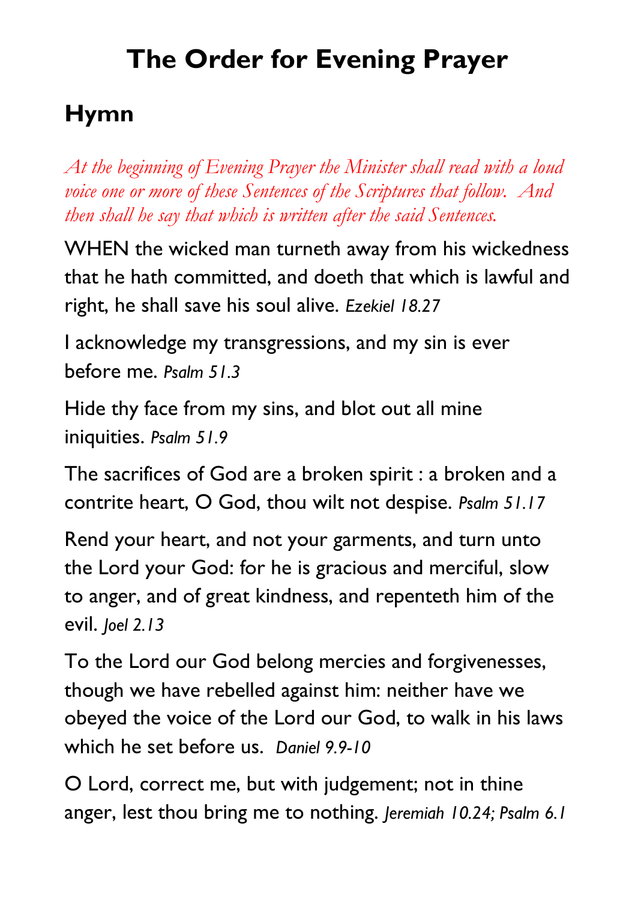# The Order for Evening Prayer

## Hymn

*At the beginning of Evening Prayer the Minister shall read with a loud voice one or more of these Sentences of the Scriptures that follow. And then shall he say that which is written after the said Sentences.*

WHEN the wicked man turneth away from his wickedness that he hath committed, and doeth that which is lawful and right, he shall save his soul alive. *Ezekiel 18.27*

I acknowledge my transgressions, and my sin is ever before me. *Psalm 51.3*

Hide thy face from my sins, and blot out all mine iniquities. *Psalm 51.9*

The sacrifices of God are a broken spirit : a broken and a contrite heart, O God, thou wilt not despise. *Psalm 51.17*

Rend your heart, and not your garments, and turn unto the Lord your God: for he is gracious and merciful, slow to anger, and of great kindness, and repenteth him of the evil. *Joel 2.13*

To the Lord our God belong mercies and forgivenesses, though we have rebelled against him: neither have we obeyed the voice of the Lord our God, to walk in his laws which he set before us. *Daniel 9.9-10*

O Lord, correct me, but with judgement; not in thine anger, lest thou bring me to nothing. *Jeremiah 10.24; Psalm 6.1*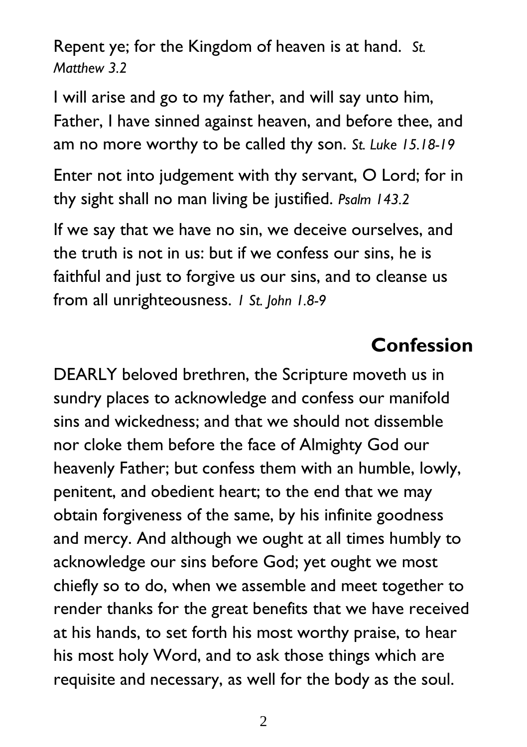Repent ye; for the Kingdom of heaven is at hand. *St. Matthew 3.2*

I will arise and go to my father, and will say unto him, Father, I have sinned against heaven, and before thee, and am no more worthy to be called thy son. *St. Luke 15.18-19*

Enter not into judgement with thy servant, O Lord; for in thy sight shall no man living be justified. *Psalm 143.2*

If we say that we have no sin, we deceive ourselves, and the truth is not in us: but if we confess our sins, he is faithful and just to forgive us our sins, and to cleanse us from all unrighteousness. *1 St. John 1.8-9*

## Confession

DEARLY beloved brethren, the Scripture moveth us in sundry places to acknowledge and confess our manifold sins and wickedness; and that we should not dissemble nor cloke them before the face of Almighty God our heavenly Father; but confess them with an humble, lowly, penitent, and obedient heart; to the end that we may obtain forgiveness of the same, by his infinite goodness and mercy. And although we ought at all times humbly to acknowledge our sins before God; yet ought we most chiefly so to do, when we assemble and meet together to render thanks for the great benefits that we have received at his hands, to set forth his most worthy praise, to hear his most holy Word, and to ask those things which are requisite and necessary, as well for the body as the soul.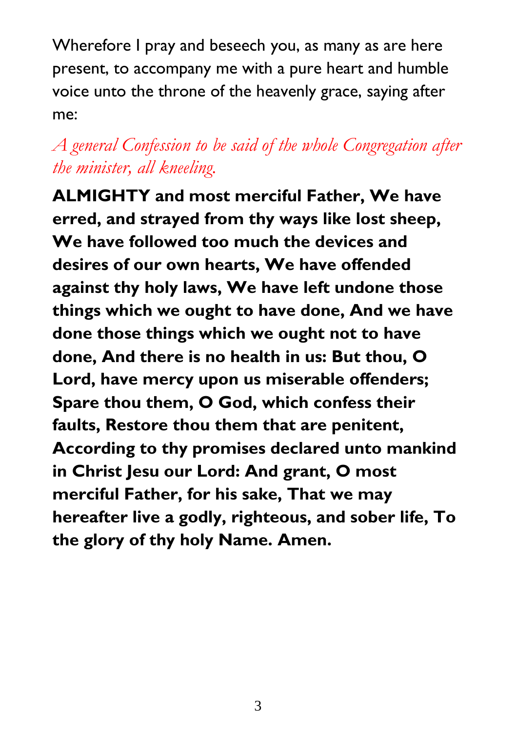Wherefore I pray and beseech you, as many as are here present, to accompany me with a pure heart and humble voice unto the throne of the heavenly grace, saying after me:

*A general Confession to be said of the whole Congregation after the minister, all kneeling.*

**ALMIGHTY and most merciful Father, We have erred, and strayed from thy ways like lost sheep, We have followed too much the devices and desires of our own hearts, We have offended against thy holy laws, We have left undone those things which we ought to have done, And we have done those things which we ought not to have done, And there is no health in us: But thou, O Lord, have mercy upon us miserable offenders; Spare thou them, O God, which confess their faults, Restore thou them that are penitent, According to thy promises declared unto mankind in Christ Jesu our Lord: And grant, O most merciful Father, for his sake, That we may hereafter live a godly, righteous, and sober life, To the glory of thy holy Name. Amen.**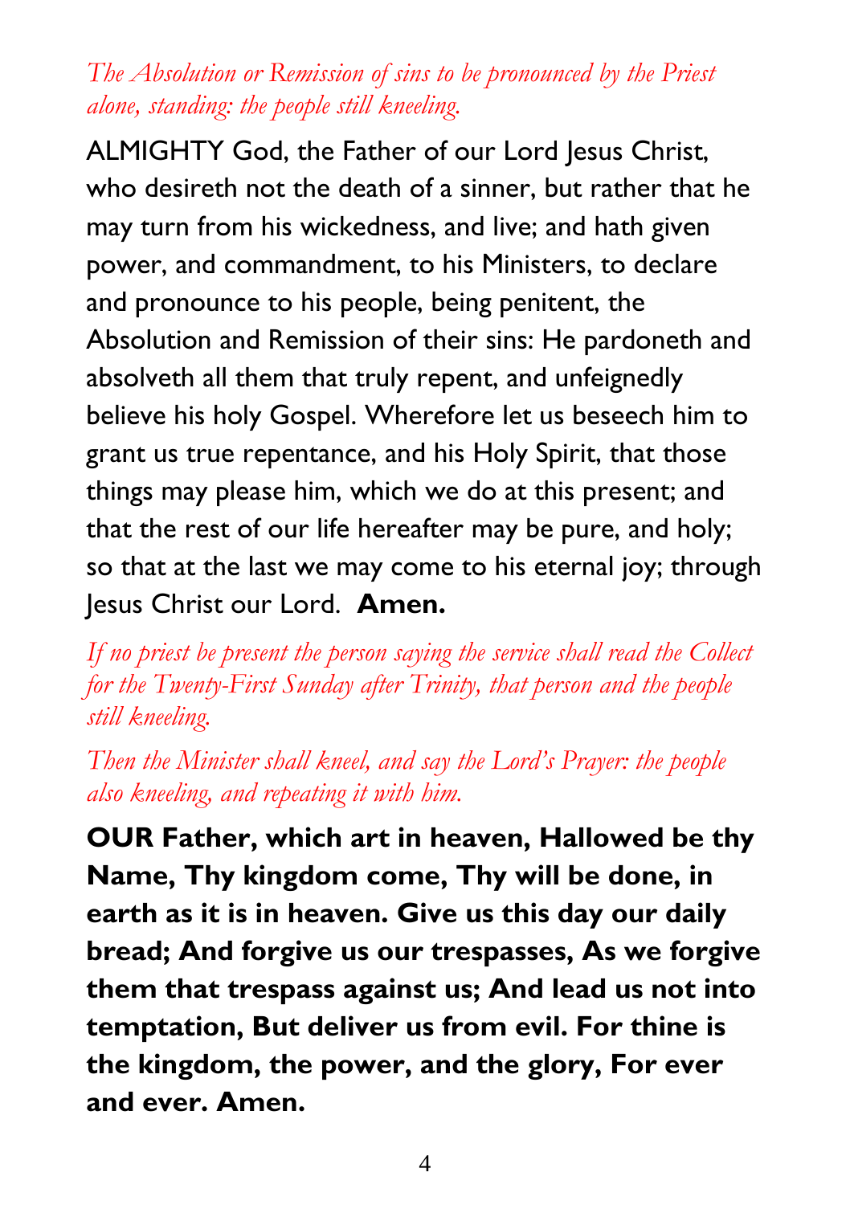*The Absolution or Remission of sins to be pronounced by the Priest alone, standing: the people still kneeling.*

ALMIGHTY God, the Father of our Lord Jesus Christ, who desireth not the death of a sinner, but rather that he may turn from his wickedness, and live; and hath given power, and commandment, to his Ministers, to declare and pronounce to his people, being penitent, the Absolution and Remission of their sins: He pardoneth and absolveth all them that truly repent, and unfeignedly believe his holy Gospel. Wherefore let us beseech him to grant us true repentance, and his Holy Spirit, that those things may please him, which we do at this present; and that the rest of our life hereafter may be pure, and holy; so that at the last we may come to his eternal joy; through Jesus Christ our Lord. **Amen.**

*If no priest be present the person saying the service shall read the Collect for the Twenty-First Sunday after Trinity, that person and the people still kneeling.*

*Then the Minister shall kneel, and say the Lord's Prayer: the people also kneeling, and repeating it with him.*

**OUR Father, which art in heaven, Hallowed be thy Name, Thy kingdom come, Thy will be done, in earth as it is in heaven. Give us this day our daily bread; And forgive us our trespasses, As we forgive them that trespass against us; And lead us not into temptation, But deliver us from evil. For thine is the kingdom, the power, and the glory, For ever and ever. Amen.**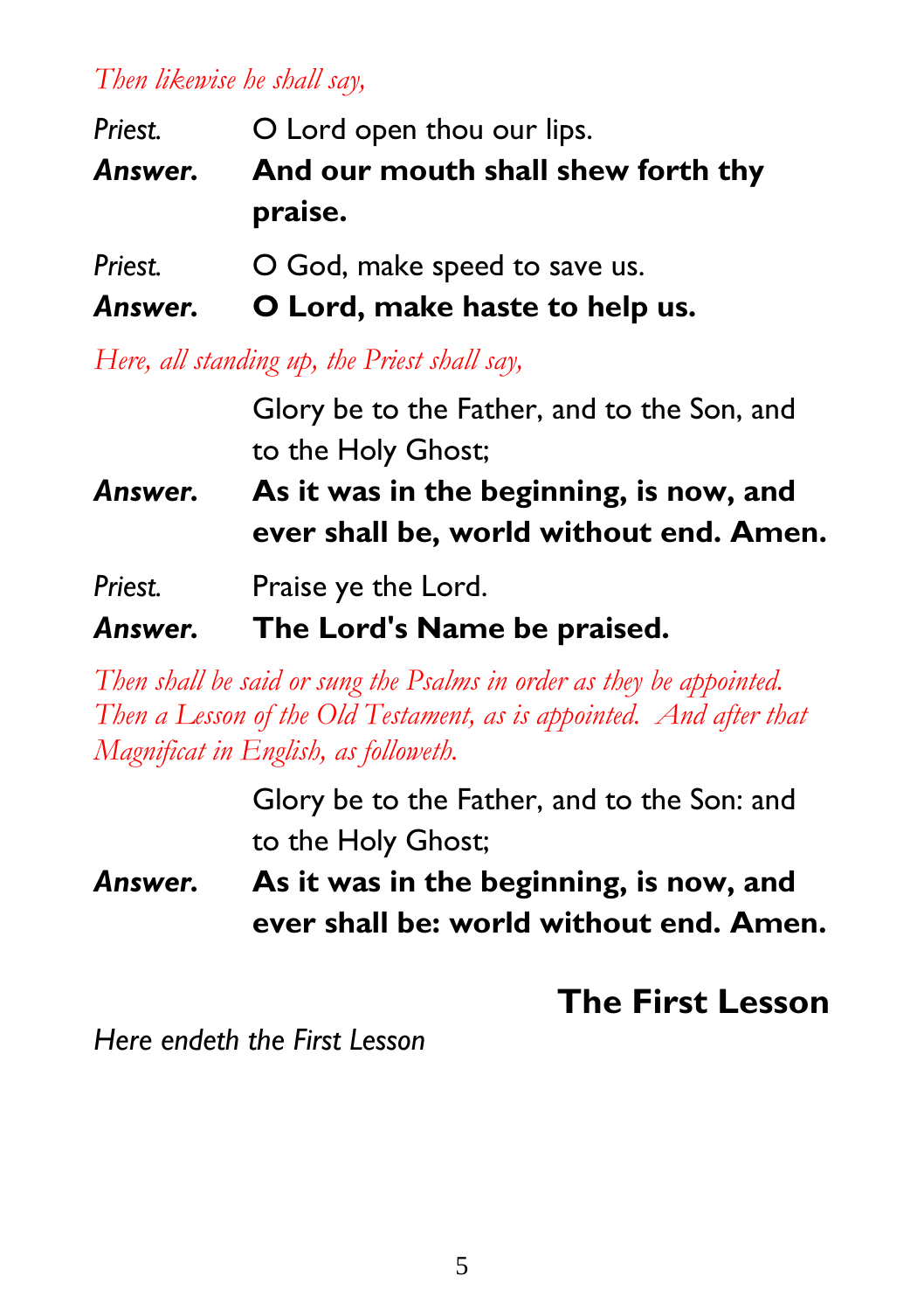*Then likewise he shall say,*

*Priest.* O Lord open thou our lips.

***Answer.*** **And our mouth shall shew forth thy praise.**

*Priest.* O God, make speed to save us.

***Answer.*** **O Lord, make haste to help us.**

*Here, all standing up, the Priest shall say,*

Glory be to the Father, and to the Son, and to the Holy Ghost;

***Answer.*** **As it was in the beginning, is now, and ever shall be, world without end. Amen.**

*Priest.* Praise ye the Lord.

***Answer.*** **The Lord's Name be praised.**

*Then shall be said or sung the Psalms in order as they be appointed. Then a Lesson of the Old Testament, as is appointed. And after that Magnificat in English, as followeth.*

Glory be to the Father, and to the Son: and to the Holy Ghost;

***Answer.*** **As it was in the beginning, is now, and ever shall be: world without end. Amen.**

## The First Lesson

*Here endeth the First Lesson*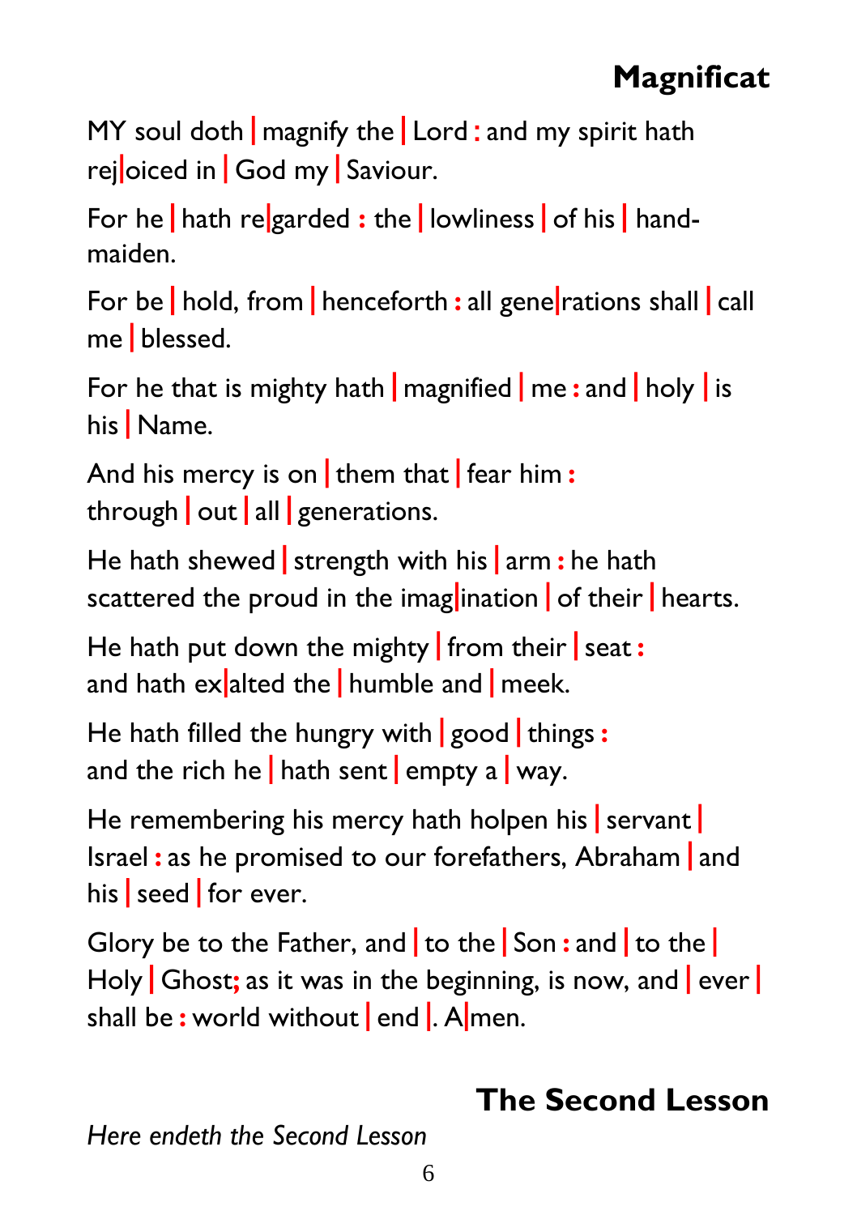## Magnificat

MY soul doth | magnify the | Lord : and my spirit hath rej|oiced in | God my | Saviour.

For he | hath re|garded : the | lowliness | of his | hand-maiden.

For be | hold, from | henceforth : all gene|rations shall | call me | blessed.

For he that is mighty hath | magnified | me : and | holy | is his | Name.

And his mercy is on | them that | fear him : through | out | all | generations.

He hath shewed | strength with his | arm : he hath scattered the proud in the imag|ination | of their | hearts.

He hath put down the mighty | from their | seat : and hath ex|alted the | humble and | meek.

He hath filled the hungry with | good | things : and the rich he | hath sent | empty a | way.

He remembering his mercy hath holpen his | servant | Israel : as he promised to our forefathers, Abraham | and his | seed | for ever.

Glory be to the Father, and | to the | Son : and | to the | Holy | Ghost; as it was in the beginning, is now, and | ever | shall be : world without | end |. A|men.

## The Second Lesson

*Here endeth the Second Lesson*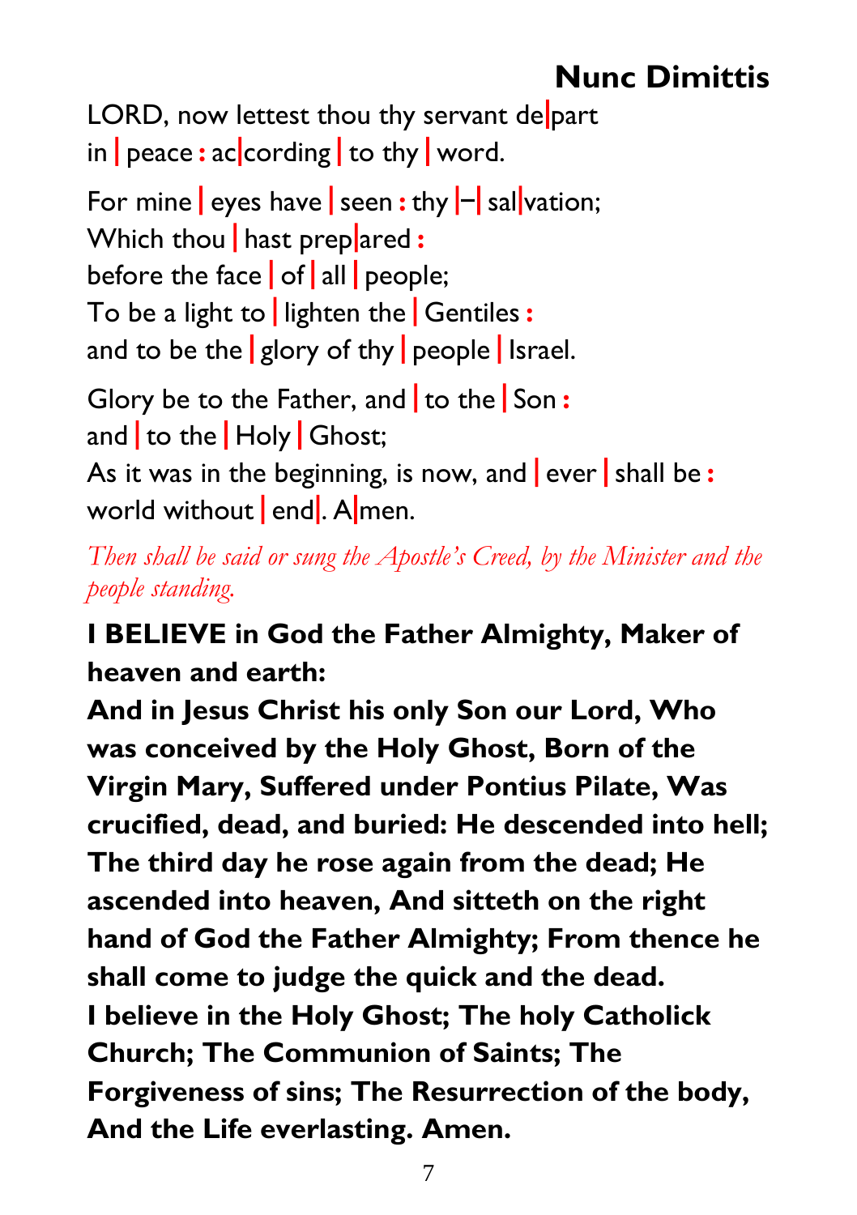## Nunc Dimittis

LORD, now lettest thou thy servant de|part
in | peace : ac|cording | to thy | word.

For mine | eyes have | seen : thy |–| sal|vation;
Which thou | hast prep|ared :
before the face | of | all | people;
To be a light to | lighten the | Gentiles :
and to be the | glory of thy | people | Israel.

Glory be to the Father, and | to the | Son :
and | to the | Holy | Ghost;
As it was in the beginning, is now, and | ever | shall be :
world without | end|. A|men.

*Then shall be said or sung the Apostle's Creed, by the Minister and the people standing.*

**I BELIEVE in God the Father Almighty, Maker of heaven and earth:**
**And in Jesus Christ his only Son our Lord, Who was conceived by the Holy Ghost, Born of the Virgin Mary, Suffered under Pontius Pilate, Was crucified, dead, and buried: He descended into hell; The third day he rose again from the dead; He ascended into heaven, And sitteth on the right hand of God the Father Almighty; From thence he shall come to judge the quick and the dead.**
**I believe in the Holy Ghost; The holy Catholick Church; The Communion of Saints; The Forgiveness of sins; The Resurrection of the body, And the Life everlasting. Amen.**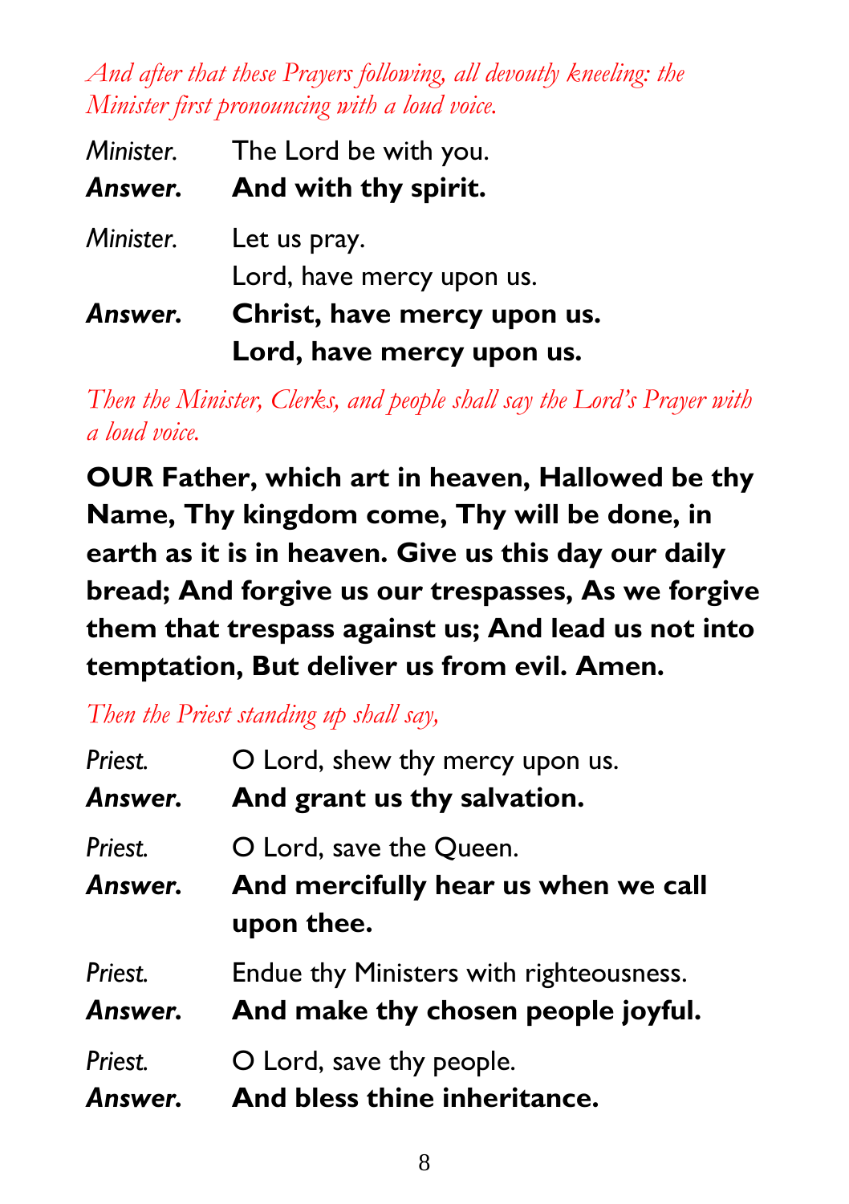*And after that these Prayers following, all devoutly kneeling: the Minister first pronouncing with a loud voice.*

*Minister.* The Lord be with you.
***Answer.*** **And with thy spirit.**

*Minister.* Let us pray.
Lord, have mercy upon us.
***Answer.*** **Christ, have mercy upon us.**
**Lord, have mercy upon us.**

*Then the Minister, Clerks, and people shall say the Lord's Prayer with a loud voice.*

**OUR Father, which art in heaven, Hallowed be thy Name, Thy kingdom come, Thy will be done, in earth as it is in heaven. Give us this day our daily bread; And forgive us our trespasses, As we forgive them that trespass against us; And lead us not into temptation, But deliver us from evil. Amen.**

*Then the Priest standing up shall say,*

*Priest.* O Lord, shew thy mercy upon us.
***Answer.*** **And grant us thy salvation.**

*Priest.* O Lord, save the Queen.
***Answer.*** **And mercifully hear us when we call upon thee.**

*Priest.* Endue thy Ministers with righteousness.
***Answer.*** **And make thy chosen people joyful.**

*Priest.* O Lord, save thy people.
***Answer.*** **And bless thine inheritance.**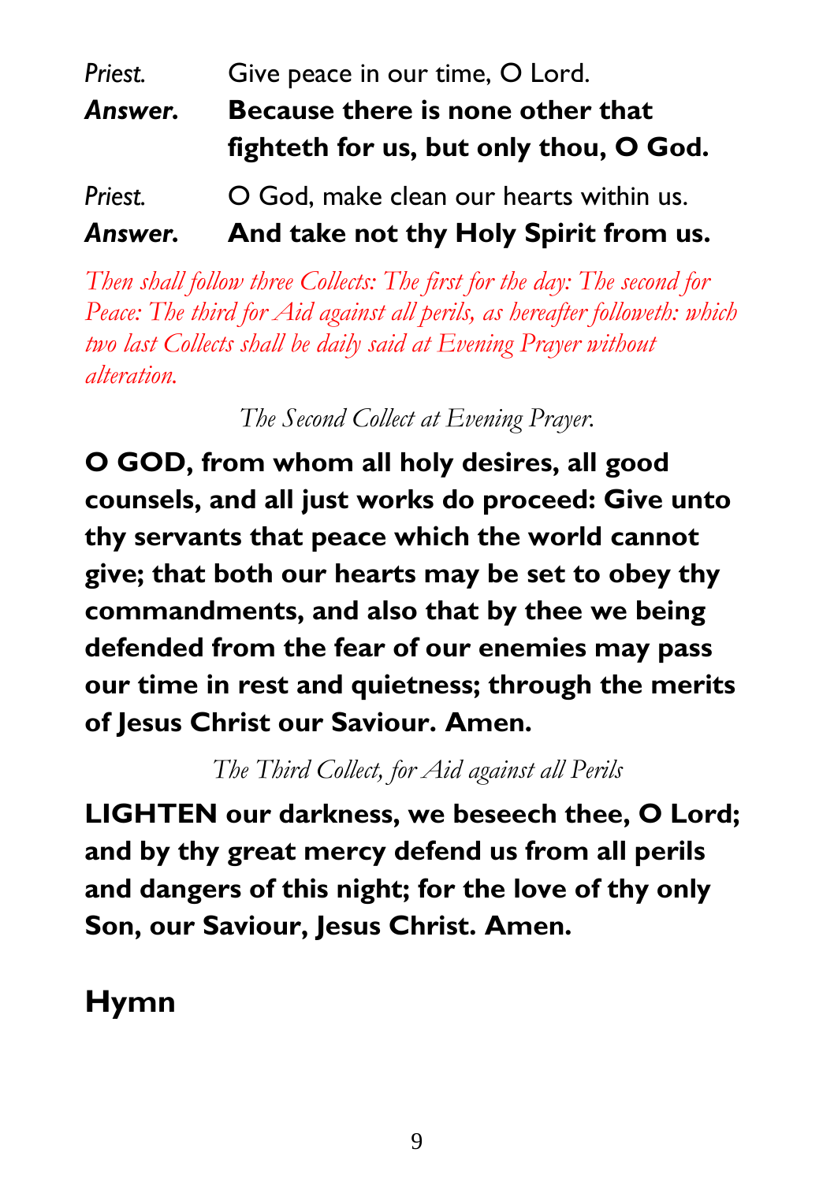*Priest.* Give peace in our time, O Lord.

***Answer.*** **Because there is none other that fighteth for us, but only thou, O God.**

*Priest.* O God, make clean our hearts within us.

***Answer.*** **And take not thy Holy Spirit from us.**

*Then shall follow three Collects: The first for the day: The second for Peace: The third for Aid against all perils, as hereafter followeth: which two last Collects shall be daily said at Evening Prayer without alteration.*

*The Second Collect at Evening Prayer.*

**O GOD, from whom all holy desires, all good counsels, and all just works do proceed: Give unto thy servants that peace which the world cannot give; that both our hearts may be set to obey thy commandments, and also that by thee we being defended from the fear of our enemies may pass our time in rest and quietness; through the merits of Jesus Christ our Saviour. Amen.**

*The Third Collect, for Aid against all Perils*

**LIGHTEN our darkness, we beseech thee, O Lord; and by thy great mercy defend us from all perils and dangers of this night; for the love of thy only Son, our Saviour, Jesus Christ. Amen.**

## Hymn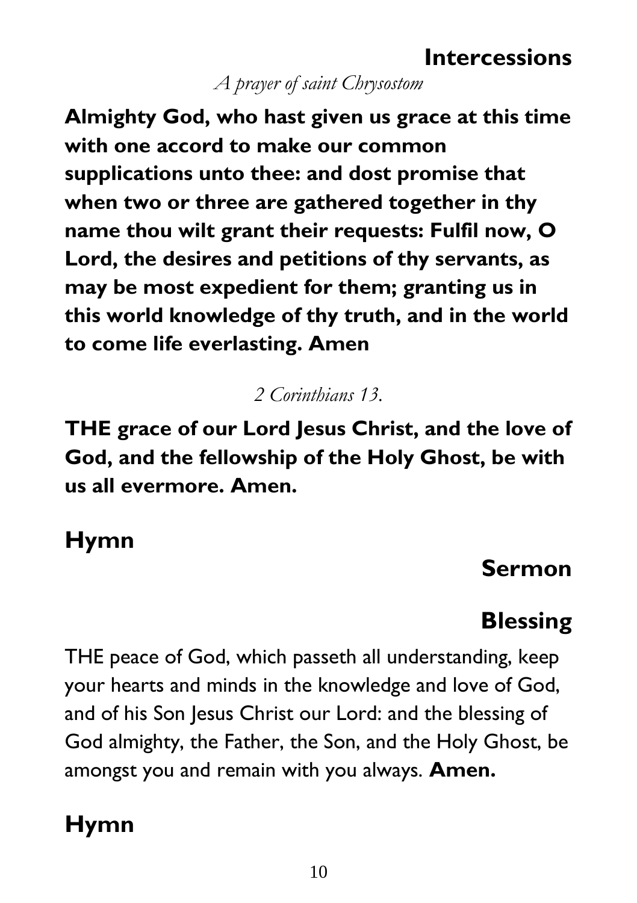## Intercessions

*A prayer of saint Chrysostom*

**Almighty God, who hast given us grace at this time with one accord to make our common supplications unto thee: and dost promise that when two or three are gathered together in thy name thou wilt grant their requests: Fulfil now, O Lord, the desires and petitions of thy servants, as may be most expedient for them; granting us in this world knowledge of thy truth, and in the world to come life everlasting. Amen**

*2 Corinthians 13.*

**THE grace of our Lord Jesus Christ, and the love of God, and the fellowship of the Holy Ghost, be with us all evermore. Amen.**

## Hymn

## Sermon

## Blessing

THE peace of God, which passeth all understanding, keep your hearts and minds in the knowledge and love of God, and of his Son Jesus Christ our Lord: and the blessing of God almighty, the Father, the Son, and the Holy Ghost, be amongst you and remain with you always. **Amen.**

## Hymn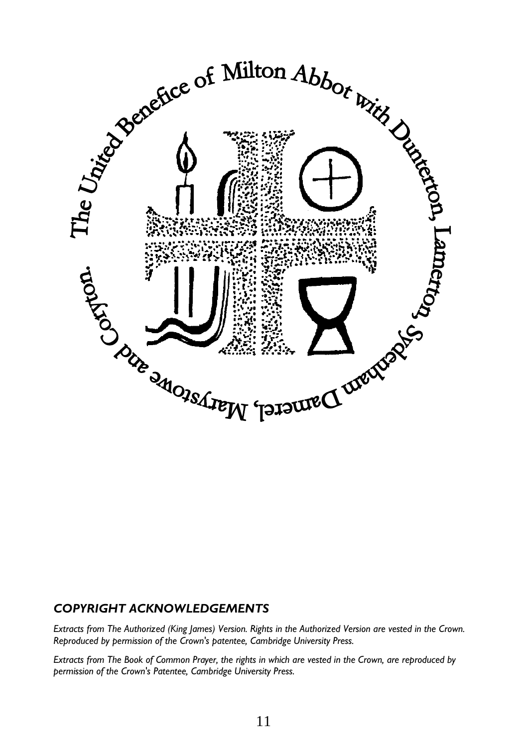The United Benefice of Milton Abbot with Dunterton, Lamerton, Sydenham Damerel, Marystowe and Coryton.

## *COPYRIGHT ACKNOWLEDGEMENTS*

*Extracts from The Authorized (King James) Version. Rights in the Authorized Version are vested in the Crown. Reproduced by permission of the Crown's patentee, Cambridge University Press.*

*Extracts from The Book of Common Prayer, the rights in which are vested in the Crown, are reproduced by permission of the Crown's Patentee, Cambridge University Press.*